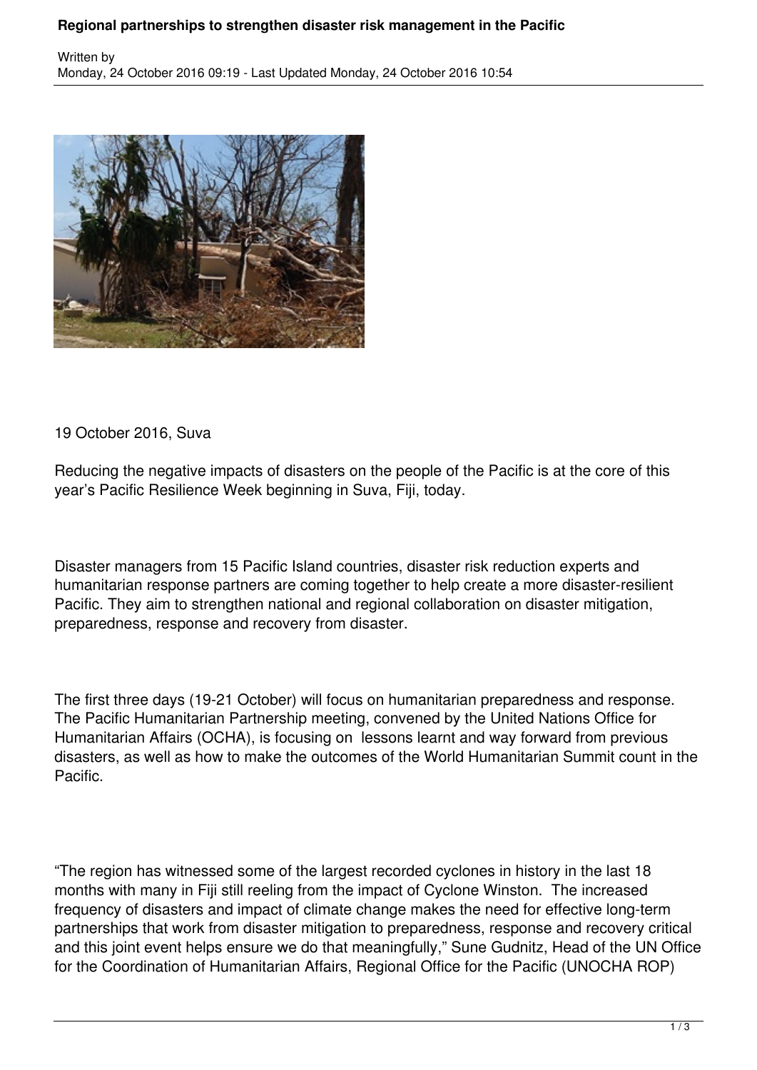# Regional partnerships to strengthen disaster risk management in the Pacific

Written by
Monday, 24 October 2016 09:19 - Last Updated Monday, 24 October 2016 10:54

19 October 2016, Suva

Reducing the negative impacts of disasters on the people of the Pacific is at the core of this year's Pacific Resilience Week beginning in Suva, Fiji, today.

Disaster managers from 15 Pacific Island countries, disaster risk reduction experts and humanitarian response partners are coming together to help create a more disaster-resilient Pacific. They aim to strengthen national and regional collaboration on disaster mitigation, preparedness, response and recovery from disaster.

The first three days (19-21 October) will focus on humanitarian preparedness and response. The Pacific Humanitarian Partnership meeting, convened by the United Nations Office for Humanitarian Affairs (OCHA), is focusing on lessons learnt and way forward from previous disasters, as well as how to make the outcomes of the World Humanitarian Summit count in the Pacific.

"The region has witnessed some of the largest recorded cyclones in history in the last 18 months with many in Fiji still reeling from the impact of Cyclone Winston. The increased frequency of disasters and impact of climate change makes the need for effective long-term partnerships that work from disaster mitigation to preparedness, response and recovery critical and this joint event helps ensure we do that meaningfully," Sune Gudnitz, Head of the UN Office for the Coordination of Humanitarian Affairs, Regional Office for the Pacific (UNOCHA ROP)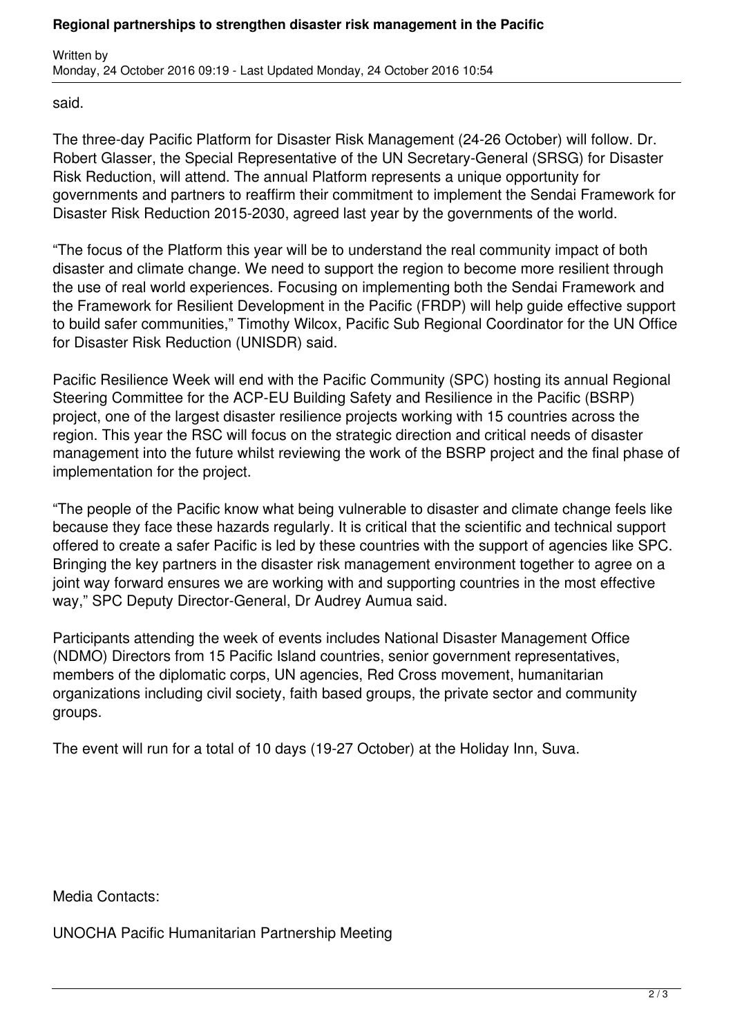said.

The three-day Pacific Platform for Disaster Risk Management (24-26 October) will follow. Dr. Robert Glasser, the Special Representative of the UN Secretary-General (SRSG) for Disaster Risk Reduction, will attend. The annual Platform represents a unique opportunity for governments and partners to reaffirm their commitment to implement the Sendai Framework for Disaster Risk Reduction 2015-2030, agreed last year by the governments of the world.

"The focus of the Platform this year will be to understand the real community impact of both disaster and climate change. We need to support the region to become more resilient through the use of real world experiences. Focusing on implementing both the Sendai Framework and the Framework for Resilient Development in the Pacific (FRDP) will help guide effective support to build safer communities," Timothy Wilcox, Pacific Sub Regional Coordinator for the UN Office for Disaster Risk Reduction (UNISDR) said.

Pacific Resilience Week will end with the Pacific Community (SPC) hosting its annual Regional Steering Committee for the ACP-EU Building Safety and Resilience in the Pacific (BSRP) project, one of the largest disaster resilience projects working with 15 countries across the region. This year the RSC will focus on the strategic direction and critical needs of disaster management into the future whilst reviewing the work of the BSRP project and the final phase of implementation for the project.

"The people of the Pacific know what being vulnerable to disaster and climate change feels like because they face these hazards regularly. It is critical that the scientific and technical support offered to create a safer Pacific is led by these countries with the support of agencies like SPC. Bringing the key partners in the disaster risk management environment together to agree on a joint way forward ensures we are working with and supporting countries in the most effective way," SPC Deputy Director-General, Dr Audrey Aumua said.

Participants attending the week of events includes National Disaster Management Office (NDMO) Directors from 15 Pacific Island countries, senior government representatives, members of the diplomatic corps, UN agencies, Red Cross movement, humanitarian organizations including civil society, faith based groups, the private sector and community groups.

The event will run for a total of 10 days (19-27 October) at the Holiday Inn, Suva.

Media Contacts:

UNOCHA Pacific Humanitarian Partnership Meeting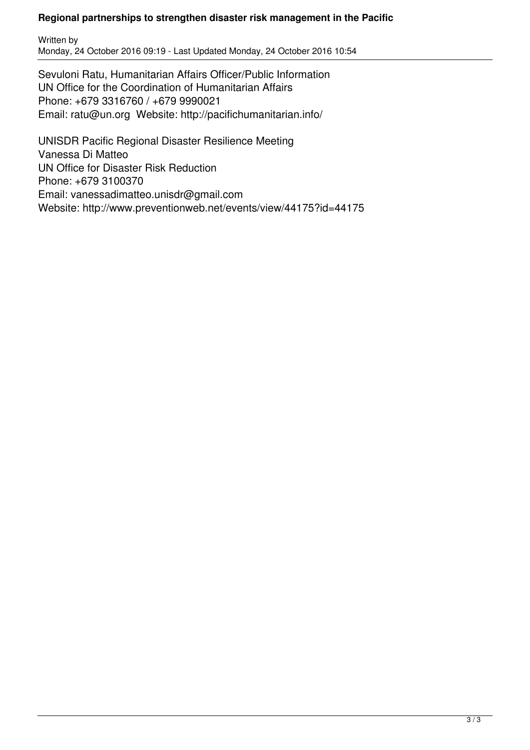Sevuloni Ratu, Humanitarian Affairs Officer/Public Information
UN Office for the Coordination of Humanitarian Affairs
Phone: +679 3316760 / +679 9990021
Email: ratu@un.org Website: http://pacifichumanitarian.info/

UNISDR Pacific Regional Disaster Resilience Meeting
Vanessa Di Matteo
UN Office for Disaster Risk Reduction
Phone: +679 3100370
Email: vanessadimatteo.unisdr@gmail.com
Website: http://www.preventionweb.net/events/view/44175?id=44175